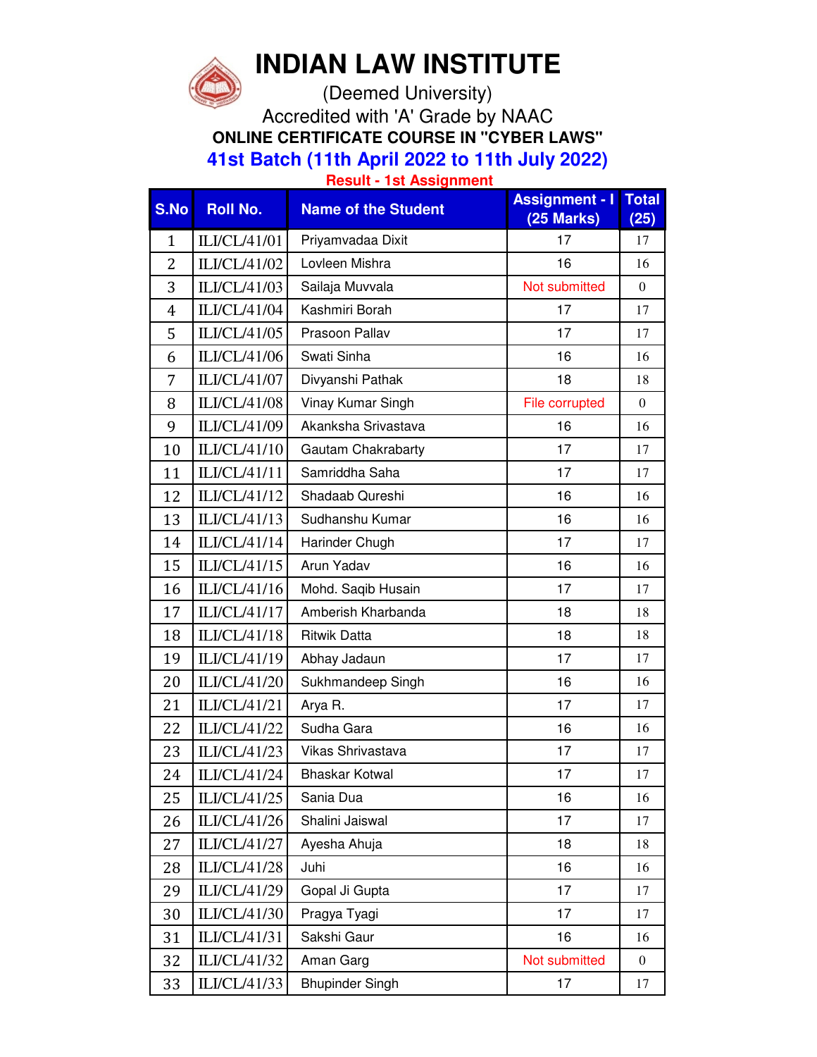# INDIAN LAW INSTITUTE

(Deemed University)

Accredited with 'A' Grade by NAAC

**ONLINE CERTIFICATE COURSE IN "CYBER LAWS"**

**41st Batch (11th April 2022 to 11th July 2022)**

**Result - 1st Assignment**

| S.No | Roll No. | Name of the Student | Assignment - I (25 Marks) | Total (25) |
|---|---|---|---|---|
| 1 | ILI/CL/41/01 | Priyamvadaa Dixit | 17 | 17 |
| 2 | ILI/CL/41/02 | Lovleen Mishra | 16 | 16 |
| 3 | ILI/CL/41/03 | Sailaja Muvvala | Not submitted | 0 |
| 4 | ILI/CL/41/04 | Kashmiri Borah | 17 | 17 |
| 5 | ILI/CL/41/05 | Prasoon Pallav | 17 | 17 |
| 6 | ILI/CL/41/06 | Swati Sinha | 16 | 16 |
| 7 | ILI/CL/41/07 | Divyanshi Pathak | 18 | 18 |
| 8 | ILI/CL/41/08 | Vinay Kumar Singh | File corrupted | 0 |
| 9 | ILI/CL/41/09 | Akanksha Srivastava | 16 | 16 |
| 10 | ILI/CL/41/10 | Gautam Chakrabarty | 17 | 17 |
| 11 | ILI/CL/41/11 | Samriddha Saha | 17 | 17 |
| 12 | ILI/CL/41/12 | Shadaab Qureshi | 16 | 16 |
| 13 | ILI/CL/41/13 | Sudhanshu Kumar | 16 | 16 |
| 14 | ILI/CL/41/14 | Harinder Chugh | 17 | 17 |
| 15 | ILI/CL/41/15 | Arun Yadav | 16 | 16 |
| 16 | ILI/CL/41/16 | Mohd. Saqib Husain | 17 | 17 |
| 17 | ILI/CL/41/17 | Amberish Kharbanda | 18 | 18 |
| 18 | ILI/CL/41/18 | Ritwik Datta | 18 | 18 |
| 19 | ILI/CL/41/19 | Abhay Jadaun | 17 | 17 |
| 20 | ILI/CL/41/20 | Sukhmandeep Singh | 16 | 16 |
| 21 | ILI/CL/41/21 | Arya R. | 17 | 17 |
| 22 | ILI/CL/41/22 | Sudha Gara | 16 | 16 |
| 23 | ILI/CL/41/23 | Vikas Shrivastava | 17 | 17 |
| 24 | ILI/CL/41/24 | Bhaskar Kotwal | 17 | 17 |
| 25 | ILI/CL/41/25 | Sania Dua | 16 | 16 |
| 26 | ILI/CL/41/26 | Shalini Jaiswal | 17 | 17 |
| 27 | ILI/CL/41/27 | Ayesha Ahuja | 18 | 18 |
| 28 | ILI/CL/41/28 | Juhi | 16 | 16 |
| 29 | ILI/CL/41/29 | Gopal Ji Gupta | 17 | 17 |
| 30 | ILI/CL/41/30 | Pragya Tyagi | 17 | 17 |
| 31 | ILI/CL/41/31 | Sakshi Gaur | 16 | 16 |
| 32 | ILI/CL/41/32 | Aman Garg | Not submitted | 0 |
| 33 | ILI/CL/41/33 | Bhupinder Singh | 17 | 17 |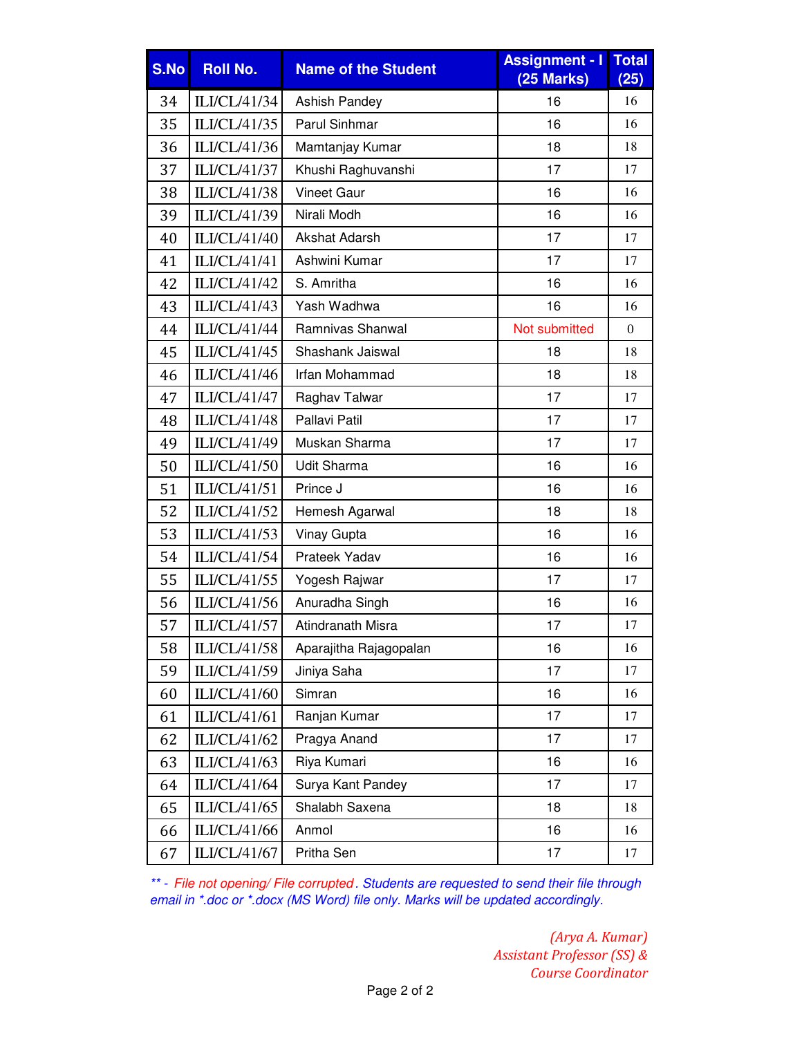| S.No | Roll No. | Name of the Student | Assignment - I (25 Marks) | Total (25) |
|---|---|---|---|---|
| 34 | ILI/CL/41/34 | Ashish Pandey | 16 | 16 |
| 35 | ILI/CL/41/35 | Parul Sinhmar | 16 | 16 |
| 36 | ILI/CL/41/36 | Mamtanjay Kumar | 18 | 18 |
| 37 | ILI/CL/41/37 | Khushi Raghuvanshi | 17 | 17 |
| 38 | ILI/CL/41/38 | Vineet Gaur | 16 | 16 |
| 39 | ILI/CL/41/39 | Nirali Modh | 16 | 16 |
| 40 | ILI/CL/41/40 | Akshat Adarsh | 17 | 17 |
| 41 | ILI/CL/41/41 | Ashwini Kumar | 17 | 17 |
| 42 | ILI/CL/41/42 | S. Amritha | 16 | 16 |
| 43 | ILI/CL/41/43 | Yash Wadhwa | 16 | 16 |
| 44 | ILI/CL/41/44 | Ramnivas Shanwal | Not submitted | 0 |
| 45 | ILI/CL/41/45 | Shashank Jaiswal | 18 | 18 |
| 46 | ILI/CL/41/46 | Irfan Mohammad | 18 | 18 |
| 47 | ILI/CL/41/47 | Raghav Talwar | 17 | 17 |
| 48 | ILI/CL/41/48 | Pallavi Patil | 17 | 17 |
| 49 | ILI/CL/41/49 | Muskan Sharma | 17 | 17 |
| 50 | ILI/CL/41/50 | Udit Sharma | 16 | 16 |
| 51 | ILI/CL/41/51 | Prince J | 16 | 16 |
| 52 | ILI/CL/41/52 | Hemesh Agarwal | 18 | 18 |
| 53 | ILI/CL/41/53 | Vinay Gupta | 16 | 16 |
| 54 | ILI/CL/41/54 | Prateek Yadav | 16 | 16 |
| 55 | ILI/CL/41/55 | Yogesh Rajwar | 17 | 17 |
| 56 | ILI/CL/41/56 | Anuradha Singh | 16 | 16 |
| 57 | ILI/CL/41/57 | Atindranath Misra | 17 | 17 |
| 58 | ILI/CL/41/58 | Aparajitha Rajagopalan | 16 | 16 |
| 59 | ILI/CL/41/59 | Jiniya Saha | 17 | 17 |
| 60 | ILI/CL/41/60 | Simran | 16 | 16 |
| 61 | ILI/CL/41/61 | Ranjan Kumar | 17 | 17 |
| 62 | ILI/CL/41/62 | Pragya Anand | 17 | 17 |
| 63 | ILI/CL/41/63 | Riya Kumari | 16 | 16 |
| 64 | ILI/CL/41/64 | Surya Kant Pandey | 17 | 17 |
| 65 | ILI/CL/41/65 | Shalabh Saxena | 18 | 18 |
| 66 | ILI/CL/41/66 | Anmol | 16 | 16 |
| 67 | ILI/CL/41/67 | Pritha Sen | 17 | 17 |

*\*\* - File not opening/ File corrupted. Students are requested to send their file through email in \*.doc or \*.docx (MS Word) file only. Marks will be updated accordingly.*

*(Arya A. Kumar)*
*Assistant Professor (SS) &*
*Course Coordinator*